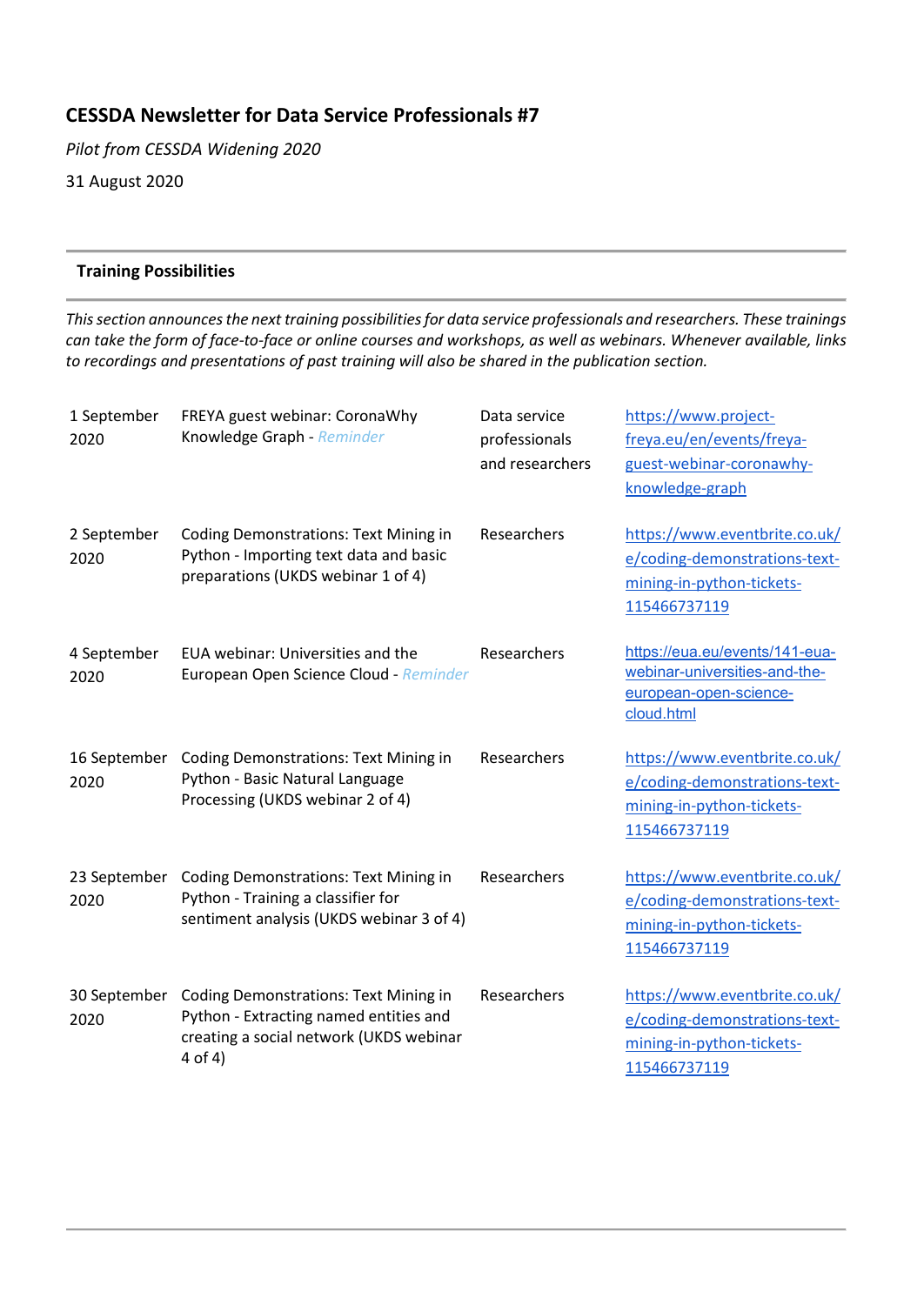# CESSDA Newsletter for Data Service Professionals #7

*Pilot from CESSDA Widening 2020*

31 August 2020

## Training Possibilities

*This section announces the next training possibilities for data service professionals and researchers. These trainings can take the form of face-to-face or online courses and workshops, as well as webinars. Whenever available, links to recordings and presentations of past training will also be shared in the publication section.*

| | | | |
|---|---|---|---|
| 1 September 2020 | FREYA guest webinar: CoronaWhy Knowledge Graph - *Reminder* | Data service professionals and researchers | https://www.project-freya.eu/en/events/freya-guest-webinar-coronawhy-knowledge-graph |
| 2 September 2020 | Coding Demonstrations: Text Mining in Python - Importing text data and basic preparations (UKDS webinar 1 of 4) | Researchers | https://www.eventbrite.co.uk/e/coding-demonstrations-text-mining-in-python-tickets-115466737119 |
| 4 September 2020 | EUA webinar: Universities and the European Open Science Cloud - *Reminder* | Researchers | https://eua.eu/events/141-eua-webinar-universities-and-the-european-open-science-cloud.html |
| 16 September 2020 | Coding Demonstrations: Text Mining in Python - Basic Natural Language Processing (UKDS webinar 2 of 4) | Researchers | https://www.eventbrite.co.uk/e/coding-demonstrations-text-mining-in-python-tickets-115466737119 |
| 23 September 2020 | Coding Demonstrations: Text Mining in Python - Training a classifier for sentiment analysis (UKDS webinar 3 of 4) | Researchers | https://www.eventbrite.co.uk/e/coding-demonstrations-text-mining-in-python-tickets-115466737119 |
| 30 September 2020 | Coding Demonstrations: Text Mining in Python - Extracting named entities and creating a social network (UKDS webinar 4 of 4) | Researchers | https://www.eventbrite.co.uk/e/coding-demonstrations-text-mining-in-python-tickets-115466737119 |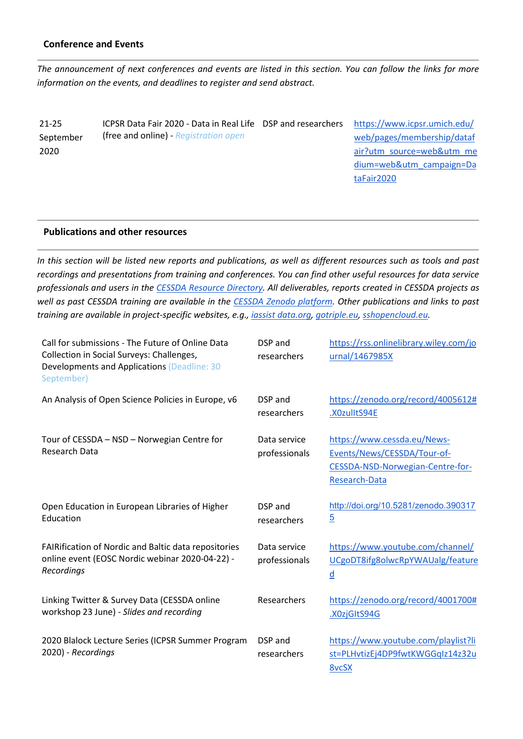## Conference and Events

*The announcement of next conferences and events are listed in this section. You can follow the links for more information on the events, and deadlines to register and send abstract.*

| | | | |
|---|---|---|---|
| 21-25 September 2020 | ICPSR Data Fair 2020 - Data in Real Life (free and online) - *Registration open* | DSP and researchers | https://www.icpsr.umich.edu/web/pages/membership/datafair?utm_source=web&utm_medium=web&utm_campaign=DataFair2020 |

## Publications and other resources

*In this section will be listed new reports and publications, as well as different resources such as tools and past recordings and presentations from training and conferences. You can find other useful resources for data service professionals and users in the CESSDA Resource Directory. All deliverables, reports created in CESSDA projects as well as past CESSDA training are available in the CESSDA Zenodo platform. Other publications and links to past training are available in project-specific websites, e.g., iassist data.org, gotriple.eu, sshopencloud.eu.*

| | | |
|---|---|---|
| Call for submissions - The Future of Online Data Collection in Social Surveys: Challenges, Developments and Applications (Deadline: 30 September) | DSP and researchers | https://rss.onlinelibrary.wiley.com/journal/1467985X |
| An Analysis of Open Science Policies in Europe, v6 | DSP and researchers | https://zenodo.org/record/4005612#.X0zulItS94E |
| Tour of CESSDA – NSD – Norwegian Centre for Research Data | Data service professionals | https://www.cessda.eu/News-Events/News/CESSDA/Tour-of-CESSDA-NSD-Norwegian-Centre-for-Research-Data |
| Open Education in European Libraries of Higher Education | DSP and researchers | http://doi.org/10.5281/zenodo.3903175 |
| FAIRification of Nordic and Baltic data repositories online event (EOSC Nordic webinar 2020-04-22) - *Recordings* | Data service professionals | https://www.youtube.com/channel/UCgoDT8ifg8olwcRpYWAUalg/featured |
| Linking Twitter & Survey Data (CESSDA online workshop 23 June) - *Slides and recording* | Researchers | https://zenodo.org/record/4001700#.X0zjGItS94G |
| 2020 Blalock Lecture Series (ICPSR Summer Program 2020) - *Recordings* | DSP and researchers | https://www.youtube.com/playlist?list=PLHvtizEj4DP9fwtKWGGqIz14z32u8vcSX |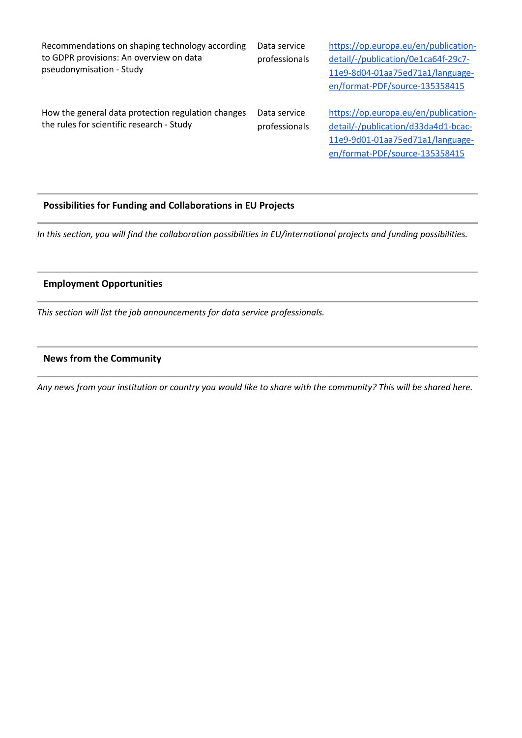| | | |
|---|---|---|
| Recommendations on shaping technology according to GDPR provisions: An overview on data pseudonymisation - Study | Data service professionals | https://op.europa.eu/en/publication-detail/-/publication/0e1ca64f-29c7-11e9-8d04-01aa75ed71a1/language-en/format-PDF/source-135358415 |
| How the general data protection regulation changes the rules for scientific research - Study | Data service professionals | https://op.europa.eu/en/publication-detail/-/publication/d33da4d1-bcac-11e9-9d01-01aa75ed71a1/language-en/format-PDF/source-135358415 |

## Possibilities for Funding and Collaborations in EU Projects

*In this section, you will find the collaboration possibilities in EU/international projects and funding possibilities.*

## Employment Opportunities

*This section will list the job announcements for data service professionals.*

## News from the Community

*Any news from your institution or country you would like to share with the community? This will be shared here.*